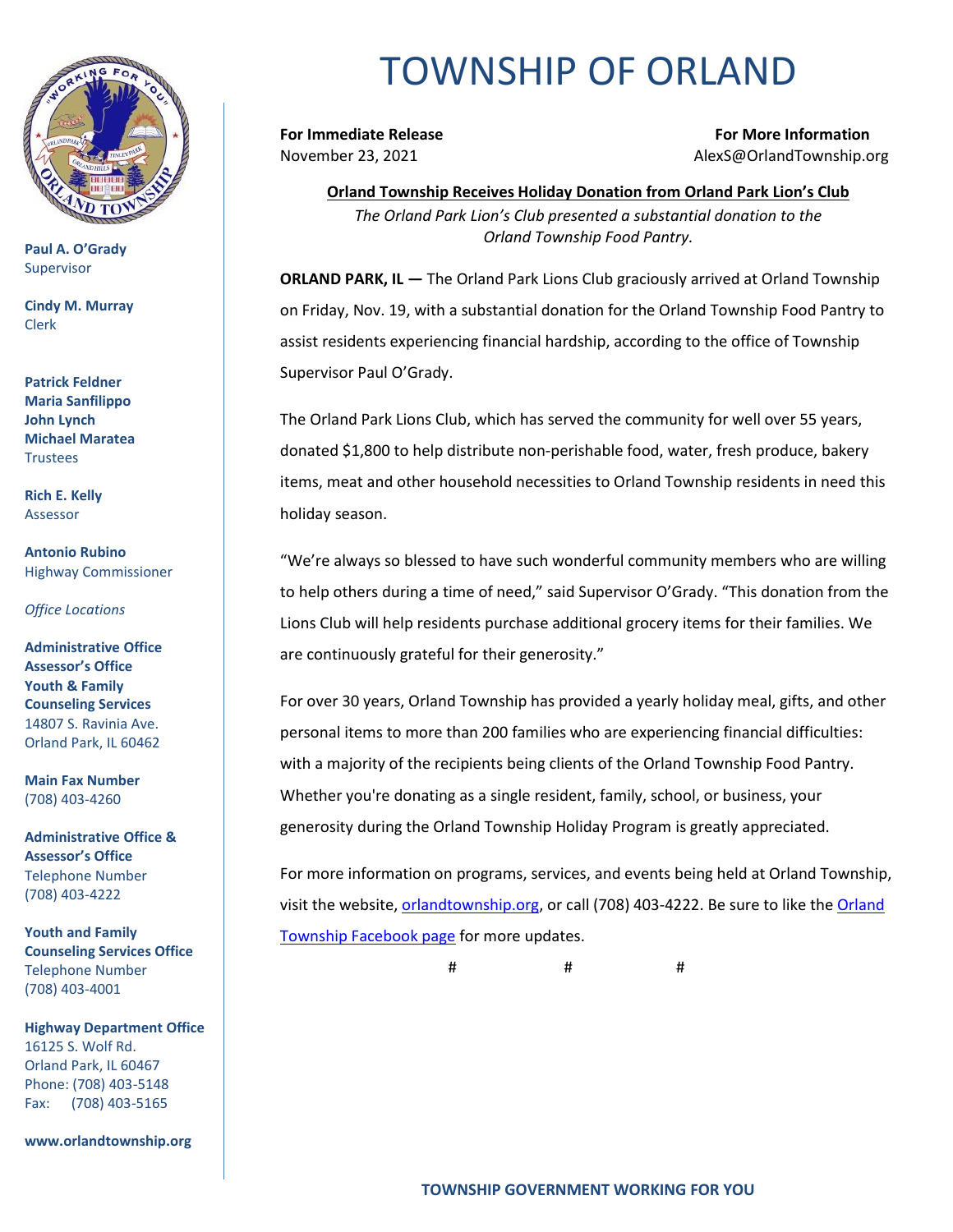# TOWNSHIP OF ORLAND

**Paul A. O'Grady**
Supervisor

**Cindy M. Murray**
Clerk

**Patrick Feldner**
**Maria Sanfilippo**
**John Lynch**
**Michael Maratea**
Trustees

**Rich E. Kelly**
Assessor

**Antonio Rubino**
Highway Commissioner

*Office Locations*

**Administrative Office**
**Assessor's Office**
**Youth & Family Counseling Services**
14807 S. Ravinia Ave.
Orland Park, IL 60462

**Main Fax Number**
(708) 403-4260

**Administrative Office & Assessor's Office**
Telephone Number
(708) 403-4222

**Youth and Family Counseling Services Office**
Telephone Number
(708) 403-4001

**Highway Department Office**
16125 S. Wolf Rd.
Orland Park, IL 60467
Phone: (708) 403-5148
Fax: (708) 403-5165

**www.orlandtownship.org**

**For Immediate Release**
November 23, 2021

**For More Information**
AlexS@OrlandTownship.org

**Orland Township Receives Holiday Donation from Orland Park Lion's Club**

*The Orland Park Lion's Club presented a substantial donation to the Orland Township Food Pantry.*

**ORLAND PARK, IL —** The Orland Park Lions Club graciously arrived at Orland Township on Friday, Nov. 19, with a substantial donation for the Orland Township Food Pantry to assist residents experiencing financial hardship, according to the office of Township Supervisor Paul O'Grady.

The Orland Park Lions Club, which has served the community for well over 55 years, donated $1,800 to help distribute non-perishable food, water, fresh produce, bakery items, meat and other household necessities to Orland Township residents in need this holiday season.

"We're always so blessed to have such wonderful community members who are willing to help others during a time of need," said Supervisor O'Grady. "This donation from the Lions Club will help residents purchase additional grocery items for their families. We are continuously grateful for their generosity."

For over 30 years, Orland Township has provided a yearly holiday meal, gifts, and other personal items to more than 200 families who are experiencing financial difficulties: with a majority of the recipients being clients of the Orland Township Food Pantry. Whether you're donating as a single resident, family, school, or business, your generosity during the Orland Township Holiday Program is greatly appreciated.

For more information on programs, services, and events being held at Orland Township, visit the website, orlandtownship.org, or call (708) 403-4222. Be sure to like the Orland Township Facebook page for more updates.

# # #

**TOWNSHIP GOVERNMENT WORKING FOR YOU**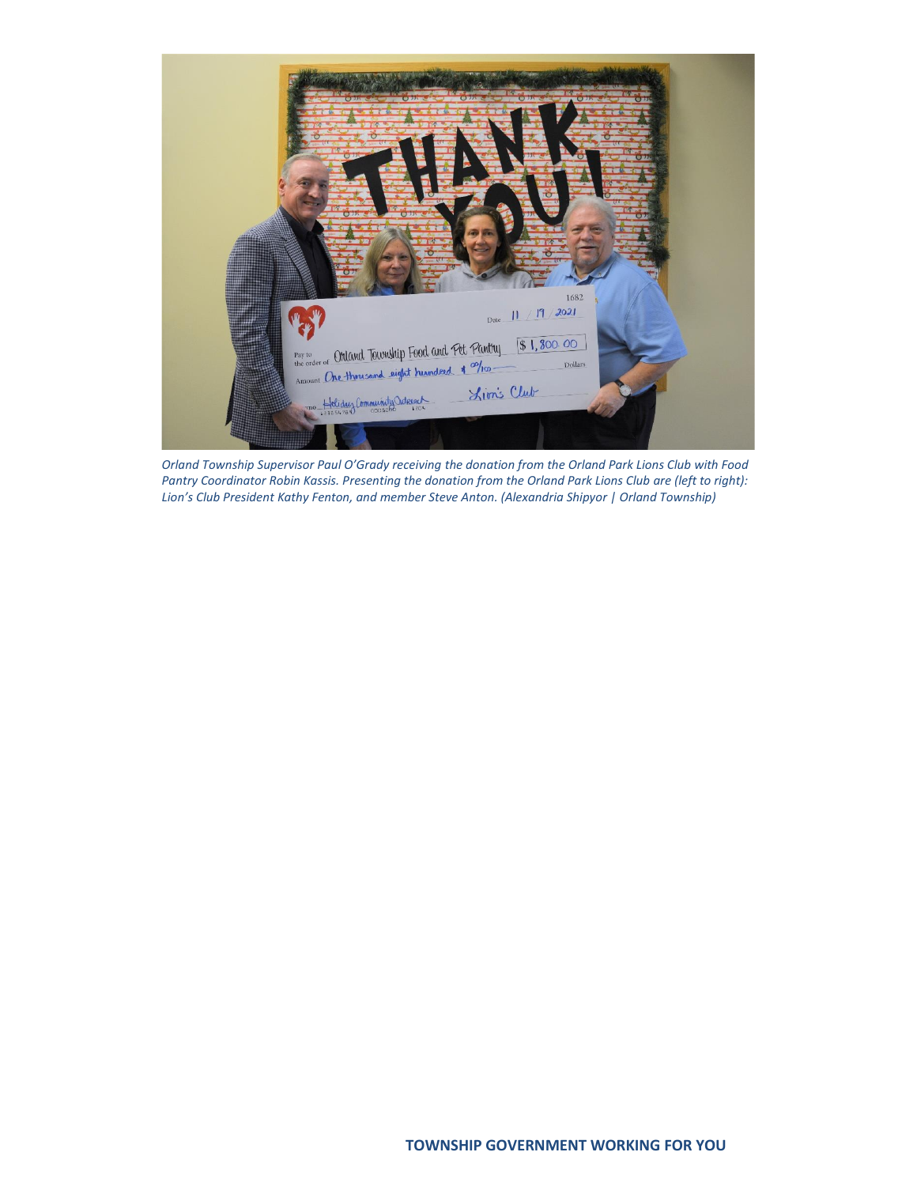*Orland Township Supervisor Paul O'Grady receiving the donation from the Orland Park Lions Club with Food Pantry Coordinator Robin Kassis. Presenting the donation from the Orland Park Lions Club are (left to right): Lion's Club President Kathy Fenton, and member Steve Anton. (Alexandria Shipyor | Orland Township)*

**TOWNSHIP GOVERNMENT WORKING FOR YOU**